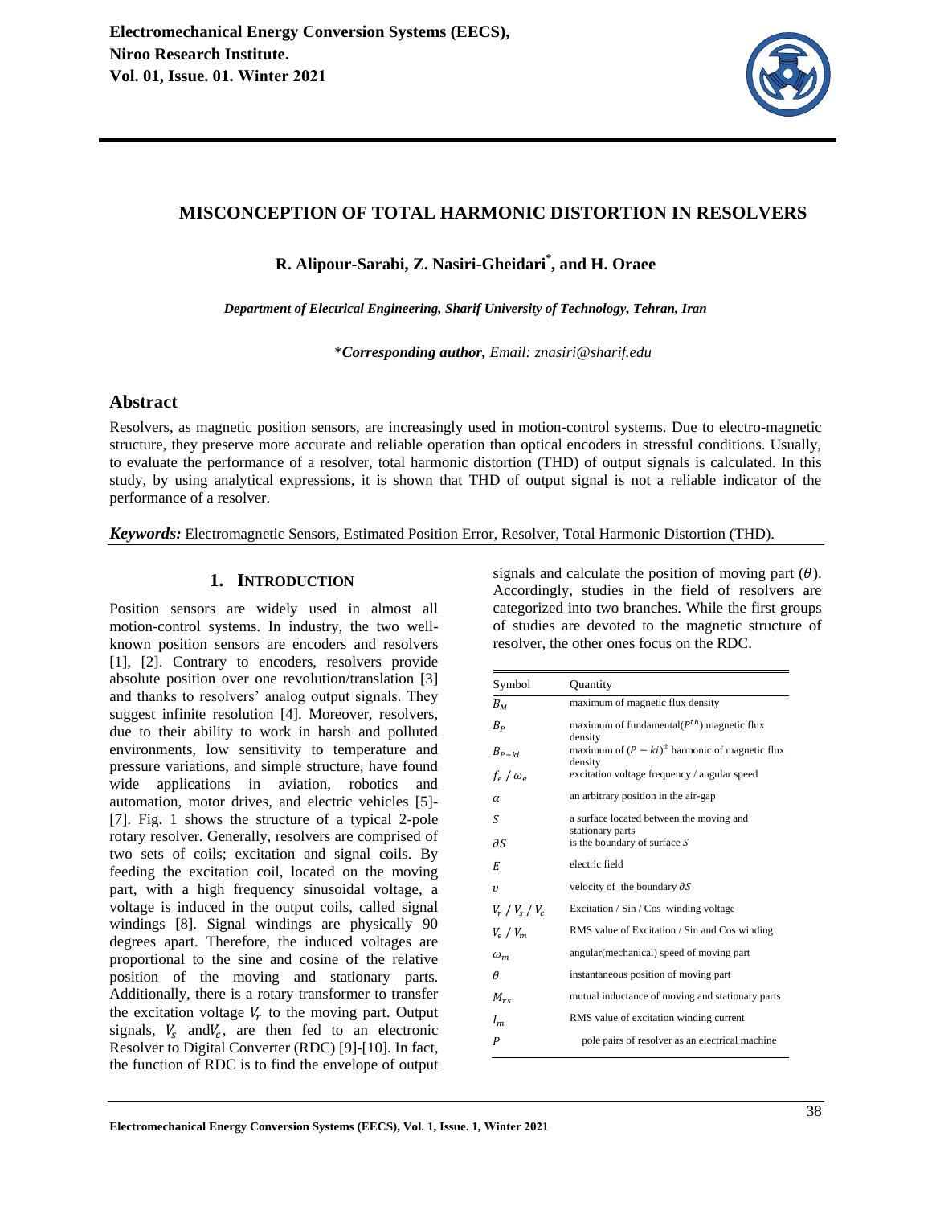# MISCONCEPTION OF TOTAL HARMONIC DISTORTION IN RESOLVERS

**R. Alipour-Sarabi, Z. Nasiri-Gheidari*, and H. Oraee**

***Department of Electrical Engineering, Sharif University of Technology, Tehran, Iran***

**Corresponding author,* *Email: znasiri@sharif.edu*

## Abstract

Resolvers, as magnetic position sensors, are increasingly used in motion-control systems. Due to electro-magnetic structure, they preserve more accurate and reliable operation than optical encoders in stressful conditions. Usually, to evaluate the performance of a resolver, total harmonic distortion (THD) of output signals is calculated. In this study, by using analytical expressions, it is shown that THD of output signal is not a reliable indicator of the performance of a resolver.

***Keywords:*** Electromagnetic Sensors, Estimated Position Error, Resolver, Total Harmonic Distortion (THD).

## 1. INTRODUCTION

Position sensors are widely used in almost all motion-control systems. In industry, the two well-known position sensors are encoders and resolvers [1], [2]. Contrary to encoders, resolvers provide absolute position over one revolution/translation [3] and thanks to resolvers' analog output signals. They suggest infinite resolution [4]. Moreover, resolvers, due to their ability to work in harsh and polluted environments, low sensitivity to temperature and pressure variations, and simple structure, have found wide applications in aviation, robotics and automation, motor drives, and electric vehicles [5]-[7]. Fig. 1 shows the structure of a typical 2-pole rotary resolver. Generally, resolvers are comprised of two sets of coils; excitation and signal coils. By feeding the excitation coil, located on the moving part, with a high frequency sinusoidal voltage, a voltage is induced in the output coils, called signal windings [8]. Signal windings are physically 90 degrees apart. Therefore, the induced voltages are proportional to the sine and cosine of the relative position of the moving and stationary parts. Additionally, there is a rotary transformer to transfer the excitation voltage $V_r$ to the moving part. Output signals, $V_s$ and $V_c$, are then fed to an electronic Resolver to Digital Converter (RDC) [9]-[10]. In fact, the function of RDC is to find the envelope of output signals and calculate the position of moving part ($\theta$). Accordingly, studies in the field of resolvers are categorized into two branches. While the first groups of studies are devoted to the magnetic structure of resolver, the other ones focus on the RDC.

| Symbol | Quantity |
|---|---|
| $B_M$ | maximum of magnetic flux density |
| $B_P$ | maximum of fundamental($P^{th}$) magnetic flux density |
| $B_{P-ki}$ | maximum of $(P-ki)^{th}$ harmonic of magnetic flux density |
| $f_e$ / $\omega_e$ | excitation voltage frequency / angular speed |
| $\alpha$ | an arbitrary position in the air-gap |
| $S$ | a surface located between the moving and stationary parts |
| $\partial S$ | is the boundary of surface $S$ |
| $E$ | electric field |
| $v$ | velocity of the boundary $\partial S$ |
| $V_r$ / $V_s$ / $V_c$ | Excitation / Sin / Cos winding voltage |
| $V_e$ / $V_m$ | RMS value of Excitation / Sin and Cos winding |
| $\omega_m$ | angular(mechanical) speed of moving part |
| $\theta$ | instantaneous position of moving part |
| $M_{rs}$ | mutual inductance of moving and stationary parts |
| $I_m$ | RMS value of excitation winding current |
| $P$ | pole pairs of resolver as an electrical machine |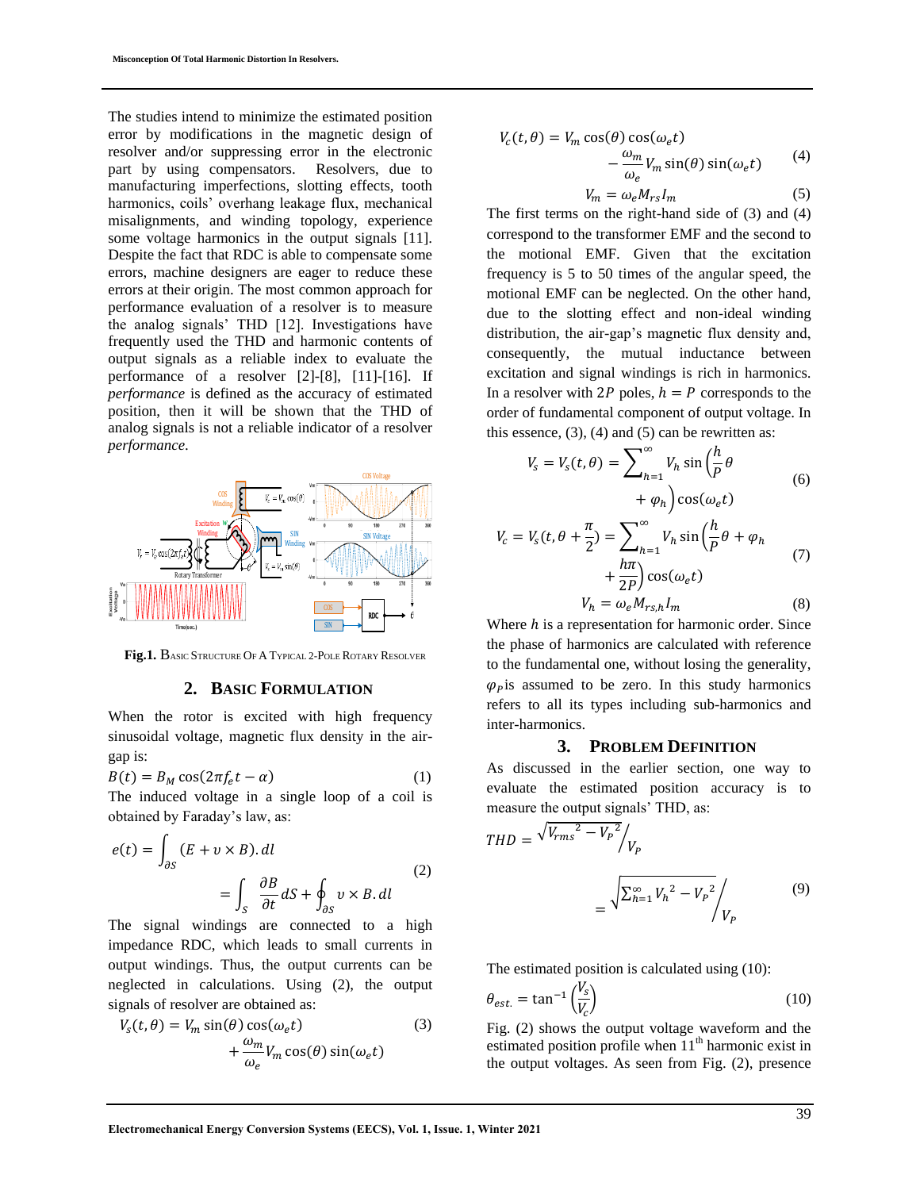The studies intend to minimize the estimated position error by modifications in the magnetic design of resolver and/or suppressing error in the electronic part by using compensators. Resolvers, due to manufacturing imperfections, slotting effects, tooth harmonics, coils' overhang leakage flux, mechanical misalignments, and winding topology, experience some voltage harmonics in the output signals [11]. Despite the fact that RDC is able to compensate some errors, machine designers are eager to reduce these errors at their origin. The most common approach for performance evaluation of a resolver is to measure the analog signals' THD [12]. Investigations have frequently used the THD and harmonic contents of output signals as a reliable index to evaluate the performance of a resolver [2]-[8], [11]-[16]. If *performance* is defined as the accuracy of estimated position, then it will be shown that the THD of analog signals is not a reliable indicator of a resolver *performance*.

**Fig.1.** Basic Structure Of A Typical 2-Pole Rotary Resolver

## 2. Basic Formulation

When the rotor is excited with high frequency sinusoidal voltage, magnetic flux density in the air-gap is:

$$B(t) = B_M \cos(2\pi f_e t - \alpha) \tag{1}$$

The induced voltage in a single loop of a coil is obtained by Faraday's law, as:

$$e(t) = \int_{\partial S} (E + \upsilon \times B).dl = \int_{S} \frac{\partial B}{\partial t} dS + \oint_{\partial S} \upsilon \times B.dl \tag{2}$$

The signal windings are connected to a high impedance RDC, which leads to small currents in output windings. Thus, the output currents can be neglected in calculations. Using (2), the output signals of resolver are obtained as:

$$V_s(t,\theta) = V_m \sin(\theta)\cos(\omega_e t) + \frac{\omega_m}{\omega_e} V_m \cos(\theta)\sin(\omega_e t) \tag{3}$$

$$V_c(t,\theta) = V_m \cos(\theta)\cos(\omega_e t) - \frac{\omega_m}{\omega_e} V_m \sin(\theta)\sin(\omega_e t) \tag{4}$$

$$V_m = \omega_e M_{rs} I_m \tag{5}$$

The first terms on the right-hand side of (3) and (4) correspond to the transformer EMF and the second to the motional EMF. Given that the excitation frequency is 5 to 50 times of the angular speed, the motional EMF can be neglected. On the other hand, due to the slotting effect and non-ideal winding distribution, the air-gap's magnetic flux density and, consequently, the mutual inductance between excitation and signal windings is rich in harmonics. In a resolver with $2P$ poles, $h = P$ corresponds to the order of fundamental component of output voltage. In this essence, (3), (4) and (5) can be rewritten as:

$$V_s = V_s(t,\theta) = \sum_{h=1}^{\infty} V_h \sin\left(\frac{h}{P}\theta + \varphi_h\right)\cos(\omega_e t) \tag{6}$$

$$V_c = V_s(t,\theta + \frac{\pi}{2}) = \sum_{h=1}^{\infty} V_h \sin\left(\frac{h}{P}\theta + \varphi_h + \frac{h\pi}{2P}\right)\cos(\omega_e t) \tag{7}$$

$$V_h = \omega_e M_{rs,h} I_m \tag{8}$$

Where $h$ is a representation for harmonic order. Since the phase of harmonics are calculated with reference to the fundamental one, without losing the generality, $\varphi_P$ is assumed to be zero. In this study harmonics refers to all its types including sub-harmonics and inter-harmonics.

## 3. Problem Definition

As discussed in the earlier section, one way to evaluate the estimated position accuracy is to measure the output signals' THD, as:

$$THD = \sqrt{V_{rms}{}^2 - V_P{}^2}\Big/ V_P = \sqrt{\sum_{h=1}^{\infty} V_h{}^2 - V_P{}^2}\Big/ V_P \tag{9}$$

The estimated position is calculated using (10):

$$\theta_{est.} = \tan^{-1}\left(\frac{V_s}{V_c}\right) \tag{10}$$

Fig. (2) shows the output voltage waveform and the estimated position profile when 11th harmonic exist in the output voltages. As seen from Fig. (2), presence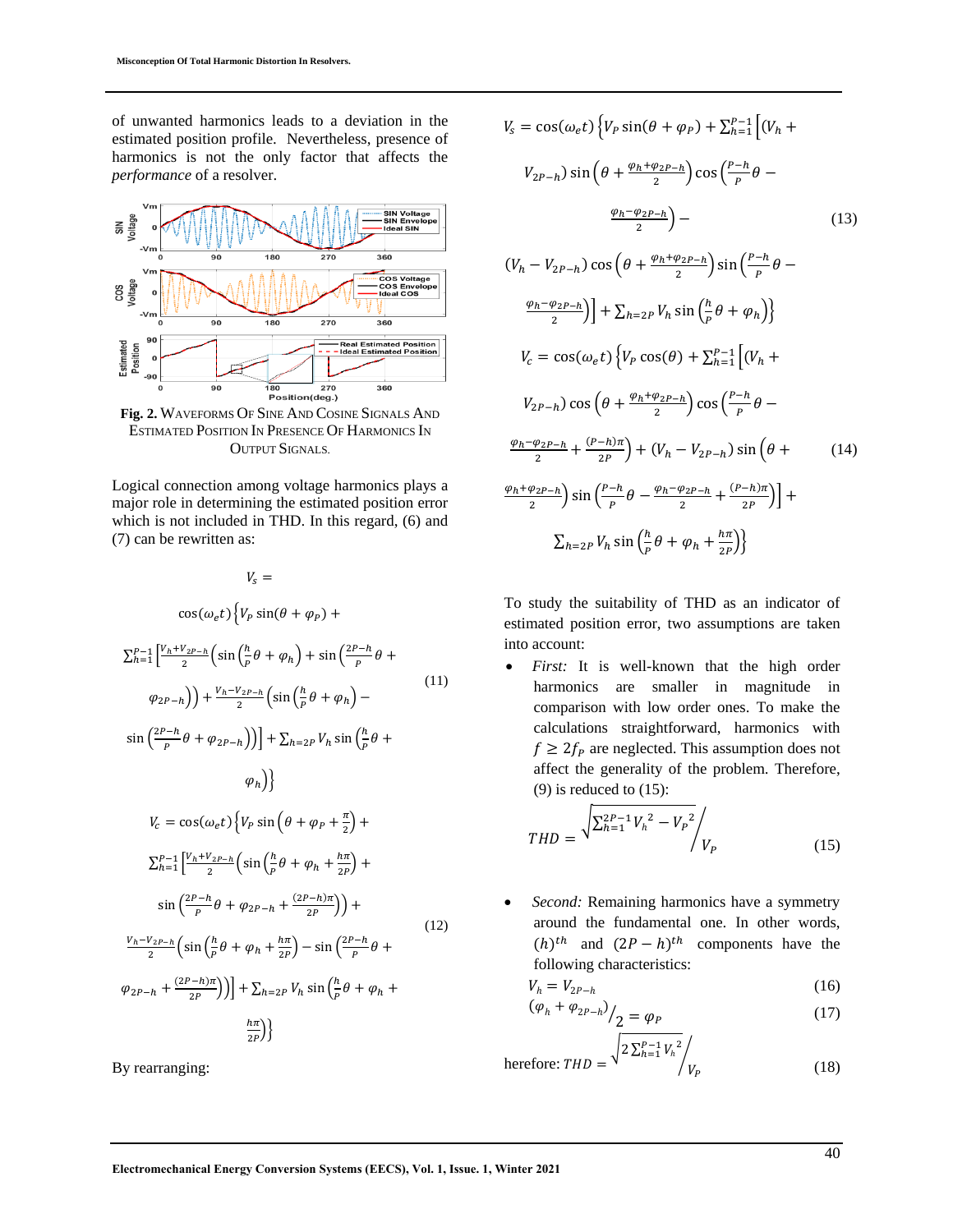of unwanted harmonics leads to a deviation in the estimated position profile. Nevertheless, presence of harmonics is not the only factor that affects the *performance* of a resolver.

SIN Voltage
Vm
0
-Vm
0 90 180 270 360
SIN Voltage
SIN Envelope
Ideal SIN

COS Voltage
Vm
0
-Vm
0 90 180 270 360
COS Voltage
COS Envelope
Ideal COS

Estimated Position
90
0
-90
0 90 180 270 360
Position(deg.)
Real Estimated Position
Ideal Estimated Position

**Fig. 2.** Waveforms Of Sine And Cosine Signals And Estimated Position In Presence Of Harmonics In Output Signals.

Logical connection among voltage harmonics plays a major role in determining the estimated position error which is not included in THD. In this regard, (6) and (7) can be rewritten as:

$$V_s = \cos(\omega_e t)\Big\{V_P \sin(\theta+\varphi_P) + \sum_{h=1}^{P-1}\Big[\frac{V_h+V_{2P-h}}{2}\Big(\sin\Big(\frac{h}{P}\theta+\varphi_h\Big)+\sin\Big(\frac{2P-h}{P}\theta+\varphi_{2P-h}\Big)\Big)+\frac{V_h-V_{2P-h}}{2}\Big(\sin\Big(\frac{h}{P}\theta+\varphi_h\Big)-\sin\Big(\frac{2P-h}{P}\theta+\varphi_{2P-h}\Big)\Big)\Big]+\sum_{h=2P}V_h\sin\Big(\frac{h}{P}\theta+\varphi_h\Big)\Big\} \tag{11}$$

$$V_c = \cos(\omega_e t)\Big\{V_P \sin\Big(\theta+\varphi_P+\frac{\pi}{2}\Big) + \sum_{h=1}^{P-1}\Big[\frac{V_h+V_{2P-h}}{2}\Big(\sin\Big(\frac{h}{P}\theta+\varphi_h+\frac{h\pi}{2P}\Big)+\sin\Big(\frac{2P-h}{P}\theta+\varphi_{2P-h}+\frac{(2P-h)\pi}{2P}\Big)\Big)+\frac{V_h-V_{2P-h}}{2}\Big(\sin\Big(\frac{h}{P}\theta+\varphi_h+\frac{h\pi}{2P}\Big)-\sin\Big(\frac{2P-h}{P}\theta+\varphi_{2P-h}+\frac{(2P-h)\pi}{2P}\Big)\Big)\Big]+\sum_{h=2P}V_h\sin\Big(\frac{h}{P}\theta+\varphi_h+\frac{h\pi}{2P}\Big)\Big\} \tag{12}$$

By rearranging:

$$V_s = \cos(\omega_e t)\Big\{V_P \sin(\theta+\varphi_P) + \sum_{h=1}^{P-1}\Big[(V_h+V_{2P-h})\sin\Big(\theta+\frac{\varphi_h+\varphi_{2P-h}}{2}\Big)\cos\Big(\frac{P-h}{P}\theta-\frac{\varphi_h-\varphi_{2P-h}}{2}\Big)-(V_h-V_{2P-h})\cos\Big(\theta+\frac{\varphi_h+\varphi_{2P-h}}{2}\Big)\sin\Big(\frac{P-h}{P}\theta-\frac{\varphi_h-\varphi_{2P-h}}{2}\Big)\Big]+\sum_{h=2P}V_h\sin\Big(\frac{h}{P}\theta+\varphi_h\Big)\Big\} \tag{13}$$

$$V_c = \cos(\omega_e t)\Big\{V_P \cos(\theta) + \sum_{h=1}^{P-1}\Big[(V_h+V_{2P-h})\cos\Big(\theta+\frac{\varphi_h+\varphi_{2P-h}}{2}\Big)\cos\Big(\frac{P-h}{P}\theta-\frac{\varphi_h-\varphi_{2P-h}}{2}+\frac{(P-h)\pi}{2P}\Big)+(V_h-V_{2P-h})\sin\Big(\theta+\frac{\varphi_h+\varphi_{2P-h}}{2}\Big)\sin\Big(\frac{P-h}{P}\theta-\frac{\varphi_h-\varphi_{2P-h}}{2}+\frac{(P-h)\pi}{2P}\Big)\Big]+\sum_{h=2P}V_h\sin\Big(\frac{h}{P}\theta+\varphi_h+\frac{h\pi}{2P}\Big)\Big\} \tag{14}$$

To study the suitability of THD as an indicator of estimated position error, two assumptions are taken into account:

- *First:* It is well-known that the high order harmonics are smaller in magnitude in comparison with low order ones. To make the calculations straightforward, harmonics with $f \geq 2f_P$ are neglected. This assumption does not affect the generality of the problem. Therefore, (9) is reduced to (15):

$$THD = \frac{\sqrt{\sum_{h=1}^{2P-1} V_h{}^2 - V_P{}^2}}{V_P} \tag{15}$$

- *Second:* Remaining harmonics have a symmetry around the fundamental one. In other words, $(h)^{th}$ and $(2P-h)^{th}$ components have the following characteristics:

$$V_h = V_{2P-h} \tag{16}$$

$$(\varphi_h + \varphi_{2P-h})/_2 = \varphi_P \tag{17}$$

herefore: $$THD = \frac{\sqrt{2\sum_{h=1}^{P-1} V_h{}^2}}{V_P} \tag{18}$$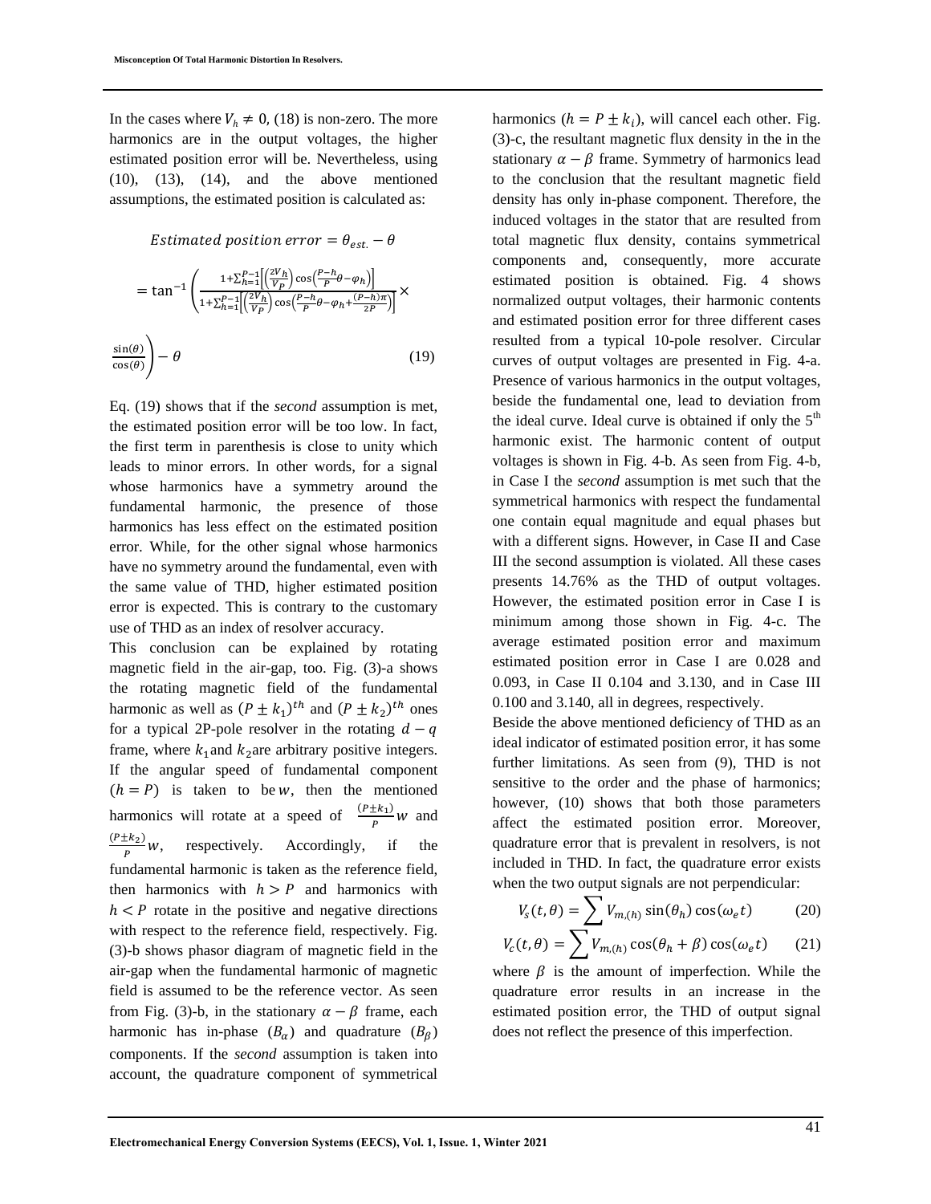In the cases where $V_h \neq 0$, (18) is non-zero. The more harmonics are in the output voltages, the higher estimated position error will be. Nevertheless, using (10), (13), (14), and the above mentioned assumptions, the estimated position is calculated as:

$$Estimated\ position\ error = \theta_{est.} - \theta$$

$$= \tan^{-1}\left(\frac{1+\sum_{h=1}^{P-1}\left[\left(\frac{2V_h}{V_P}\right)\cos\left(\frac{P-h}{P}\theta-\varphi_h\right)\right]}{1+\sum_{h=1}^{P-1}\left[\left(\frac{2V_h}{V_P}\right)\cos\left(\frac{P-h}{P}\theta-\varphi_h+\frac{(P-h)\pi}{2P}\right)\right]}\times \frac{\sin(\theta)}{\cos(\theta)}\right) - \theta \tag{19}$$

Eq. (19) shows that if the *second* assumption is met, the estimated position error will be too low. In fact, the first term in parenthesis is close to unity which leads to minor errors. In other words, for a signal whose harmonics have a symmetry around the fundamental harmonic, the presence of those harmonics has less effect on the estimated position error. While, for the other signal whose harmonics have no symmetry around the fundamental, even with the same value of THD, higher estimated position error is expected. This is contrary to the customary use of THD as an index of resolver accuracy.

This conclusion can be explained by rotating magnetic field in the air-gap, too. Fig. (3)-a shows the rotating magnetic field of the fundamental harmonic as well as $(P \pm k_1)^{th}$ and $(P \pm k_2)^{th}$ ones for a typical 2P-pole resolver in the rotating $d-q$ frame, where $k_1$ and $k_2$ are arbitrary positive integers. If the angular speed of fundamental component $(h = P)$ is taken to be $w$, then the mentioned harmonics will rotate at a speed of $\frac{(P\pm k_1)}{P}w$ and $\frac{(P\pm k_2)}{P}w$, respectively. Accordingly, if the fundamental harmonic is taken as the reference field, then harmonics with $h > P$ and harmonics with $h < P$ rotate in the positive and negative directions with respect to the reference field, respectively. Fig. (3)-b shows phasor diagram of magnetic field in the air-gap when the fundamental harmonic of magnetic field is assumed to be the reference vector. As seen from Fig. (3)-b, in the stationary $\alpha - \beta$ frame, each harmonic has in-phase $(B_\alpha)$ and quadrature $(B_\beta)$ components. If the *second* assumption is taken into account, the quadrature component of symmetrical harmonics $(h = P \pm k_i)$, will cancel each other. Fig. (3)-c, the resultant magnetic flux density in the in the stationary $\alpha - \beta$ frame. Symmetry of harmonics lead to the conclusion that the resultant magnetic field density has only in-phase component. Therefore, the induced voltages in the stator that are resulted from total magnetic flux density, contains symmetrical components and, consequently, more accurate estimated position is obtained. Fig. 4 shows normalized output voltages, their harmonic contents and estimated position error for three different cases resulted from a typical 10-pole resolver. Circular curves of output voltages are presented in Fig. 4-a. Presence of various harmonics in the output voltages, beside the fundamental one, lead to deviation from the ideal curve. Ideal curve is obtained if only the 5th harmonic exist. The harmonic content of output voltages is shown in Fig. 4-b. As seen from Fig. 4-b, in Case I the *second* assumption is met such that the symmetrical harmonics with respect the fundamental one contain equal magnitude and equal phases but with a different signs. However, in Case II and Case III the second assumption is violated. All these cases presents 14.76% as the THD of output voltages. However, the estimated position error in Case I is minimum among those shown in Fig. 4-c. The average estimated position error and maximum estimated position error in Case I are 0.028 and 0.093, in Case II 0.104 and 3.130, and in Case III 0.100 and 3.140, all in degrees, respectively.

Beside the above mentioned deficiency of THD as an ideal indicator of estimated position error, it has some further limitations. As seen from (9), THD is not sensitive to the order and the phase of harmonics; however, (10) shows that both those parameters affect the estimated position error. Moreover, quadrature error that is prevalent in resolvers, is not included in THD. In fact, the quadrature error exists when the two output signals are not perpendicular:

$$V_s(t,\theta) = \sum V_{m,(h)} \sin(\theta_h)\cos(\omega_e t) \tag{20}$$

$$V_c(t,\theta) = \sum V_{m,(h)} \cos(\theta_h + \beta)\cos(\omega_e t) \tag{21}$$

where $\beta$ is the amount of imperfection. While the quadrature error results in an increase in the estimated position error, the THD of output signal does not reflect the presence of this imperfection.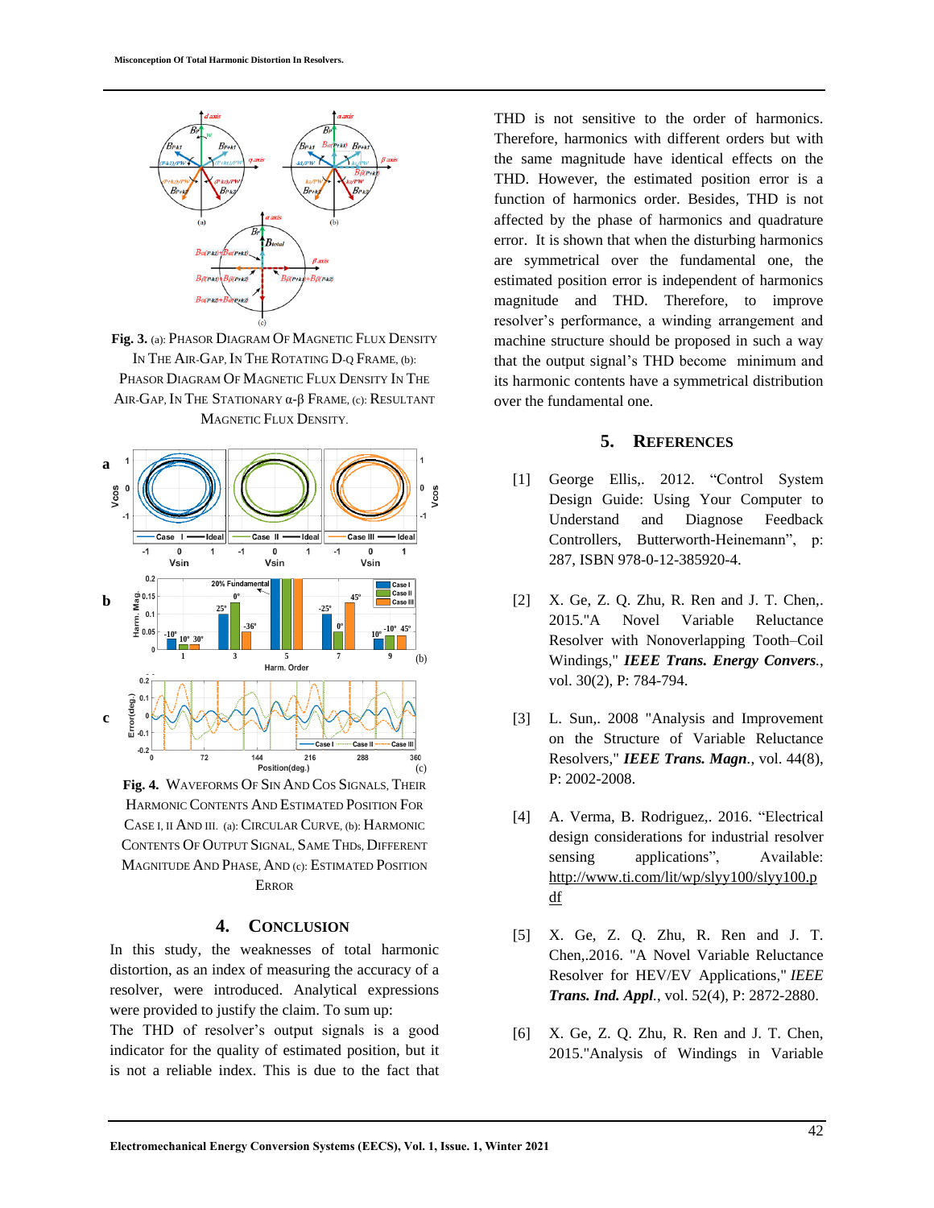**Fig. 3.** (a): Phasor Diagram Of Magnetic Flux Density In The Air-Gap, In The Rotating D-Q Frame, (b): Phasor Diagram Of Magnetic Flux Density In The Air-Gap, In The Stationary α-β Frame, (c): Resultant Magnetic Flux Density.

**Fig. 4.** Waveforms Of Sin And Cos Signals, Their Harmonic Contents And Estimated Position For Case I, II And III. (a): Circular Curve, (b): Harmonic Contents Of Output Signal, Same THDs, Different Magnitude And Phase, And (c): Estimated Position Error

## 4. Conclusion

In this study, the weaknesses of total harmonic distortion, as an index of measuring the accuracy of a resolver, were introduced. Analytical expressions were provided to justify the claim. To sum up:

The THD of resolver's output signals is a good indicator for the quality of estimated position, but it is not a reliable index. This is due to the fact that THD is not sensitive to the order of harmonics. Therefore, harmonics with different orders but with the same magnitude have identical effects on the THD. However, the estimated position error is a function of harmonics order. Besides, THD is not affected by the phase of harmonics and quadrature error. It is shown that when the disturbing harmonics are symmetrical over the fundamental one, the estimated position error is independent of harmonics magnitude and THD. Therefore, to improve resolver's performance, a winding arrangement and machine structure should be proposed in such a way that the output signal's THD become minimum and its harmonic contents have a symmetrical distribution over the fundamental one.

## 5. References

[1] George Ellis,. 2012. "Control System Design Guide: Using Your Computer to Understand and Diagnose Feedback Controllers, Butterworth-Heinemann", p: 287, ISBN 978-0-12-385920-4.

[2] X. Ge, Z. Q. Zhu, R. Ren and J. T. Chen,. 2015."A Novel Variable Reluctance Resolver with Nonoverlapping Tooth–Coil Windings," ***IEEE Trans. Energy Convers.***, vol. 30(2), P: 784-794.

[3] L. Sun,. 2008 "Analysis and Improvement on the Structure of Variable Reluctance Resolvers," ***IEEE Trans. Magn.***, vol. 44(8), P: 2002-2008.

[4] A. Verma, B. Rodriguez,. 2016. "Electrical design considerations for industrial resolver sensing applications", Available: http://www.ti.com/lit/wp/slyy100/slyy100.pdf

[5] X. Ge, Z. Q. Zhu, R. Ren and J. T. Chen,.2016. "A Novel Variable Reluctance Resolver for HEV/EV Applications," ***IEEE Trans. Ind. Appl.***, vol. 52(4), P: 2872-2880.

[6] X. Ge, Z. Q. Zhu, R. Ren and J. T. Chen, 2015."Analysis of Windings in Variable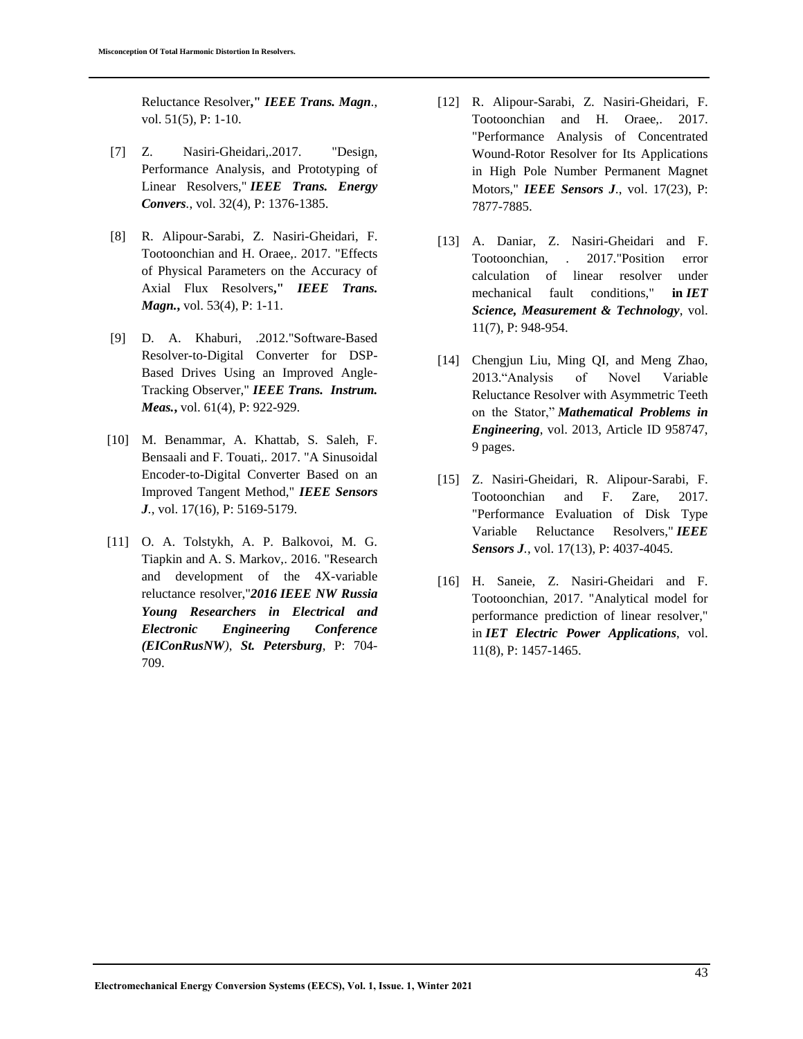Reluctance Resolver**," *IEEE Trans. Magn*.**, vol. 51(5), P: 1-10.

[7] Z. Nasiri-Gheidari,.2017. "Design, Performance Analysis, and Prototyping of Linear Resolvers," ***IEEE Trans. Energy Convers***., vol. 32(4), P: 1376-1385.

[8] R. Alipour-Sarabi, Z. Nasiri-Gheidari, F. Tootoonchian and H. Oraee,. 2017. "Effects of Physical Parameters on the Accuracy of Axial Flux Resolvers**," *IEEE Trans. Magn.*,** vol. 53(4), P: 1-11.

[9] D. A. Khaburi, .2012."Software-Based Resolver-to-Digital Converter for DSP-Based Drives Using an Improved Angle-Tracking Observer," ***IEEE Trans. Instrum. Meas.*,** vol. 61(4), P: 922-929.

[10] M. Benammar, A. Khattab, S. Saleh, F. Bensaali and F. Touati,. 2017. "A Sinusoidal Encoder-to-Digital Converter Based on an Improved Tangent Method," ***IEEE Sensors J***., vol. 17(16), P: 5169-5179.

[11] O. A. Tolstykh, A. P. Balkovoi, M. G. Tiapkin and A. S. Markov,. 2016. "Research and development of the 4X-variable reluctance resolver,"***2016 IEEE NW Russia Young Researchers in Electrical and Electronic Engineering Conference (EIConRusNW)***, ***St. Petersburg***, P: 704-709.

[12] R. Alipour-Sarabi, Z. Nasiri-Gheidari, F. Tootoonchian and H. Oraee,. 2017. "Performance Analysis of Concentrated Wound-Rotor Resolver for Its Applications in High Pole Number Permanent Magnet Motors," ***IEEE Sensors J***., vol. 17(23), P: 7877-7885.

[13] A. Daniar, Z. Nasiri-Gheidari and F. Tootoonchian, . 2017."Position error calculation of linear resolver under mechanical fault conditions," **in *IET Science, Measurement & Technology***, vol. 11(7), P: 948-954.

[14] Chengjun Liu, Ming QI, and Meng Zhao, 2013."Analysis of Novel Variable Reluctance Resolver with Asymmetric Teeth on the Stator," ***Mathematical Problems in Engineering***, vol. 2013, Article ID 958747, 9 pages.

[15] Z. Nasiri-Gheidari, R. Alipour-Sarabi, F. Tootoonchian and F. Zare, 2017. "Performance Evaluation of Disk Type Variable Reluctance Resolvers," ***IEEE Sensors J***., vol. 17(13), P: 4037-4045.

[16] H. Saneie, Z. Nasiri-Gheidari and F. Tootoonchian, 2017. "Analytical model for performance prediction of linear resolver," in ***IET Electric Power Applications***, vol. 11(8), P: 1457-1465.